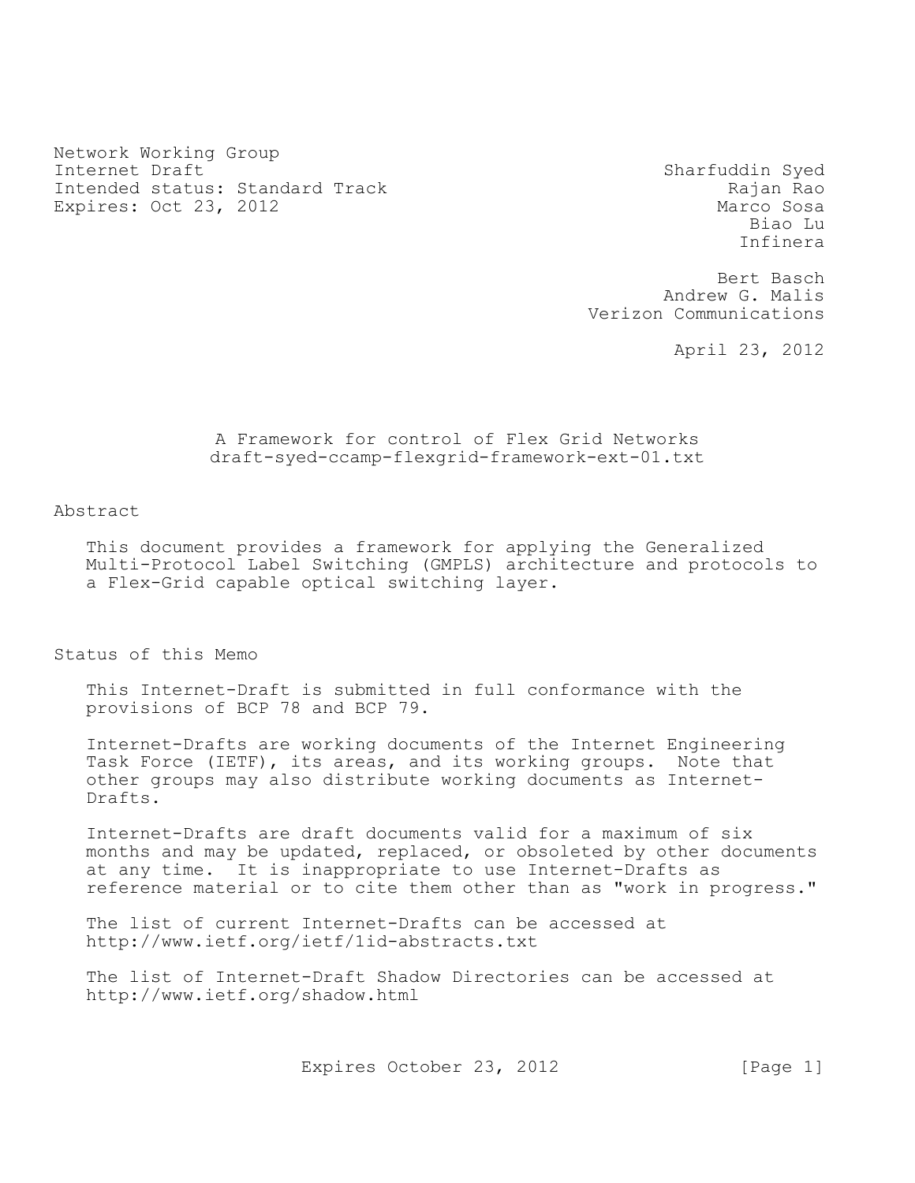Network Working Group
Internet Draft
Intended status: Standard Track
Expires: Oct 23, 2012

Sharfuddin Syed
Rajan Rao
Marco Sosa
Biao Lu
Infinera

Bert Basch
Andrew G. Malis
Verizon Communications

April 23, 2012

# A Framework for control of Flex Grid Networks
## draft-syed-ccamp-flexgrid-framework-ext-01.txt

## Abstract

This document provides a framework for applying the Generalized Multi-Protocol Label Switching (GMPLS) architecture and protocols to a Flex-Grid capable optical switching layer.

## Status of this Memo

This Internet-Draft is submitted in full conformance with the provisions of BCP 78 and BCP 79.

Internet-Drafts are working documents of the Internet Engineering Task Force (IETF), its areas, and its working groups. Note that other groups may also distribute working documents as Internet-Drafts.

Internet-Drafts are draft documents valid for a maximum of six months and may be updated, replaced, or obsoleted by other documents at any time. It is inappropriate to use Internet-Drafts as reference material or to cite them other than as "work in progress."

The list of current Internet-Drafts can be accessed at
http://www.ietf.org/ietf/1id-abstracts.txt

The list of Internet-Draft Shadow Directories can be accessed at
http://www.ietf.org/shadow.html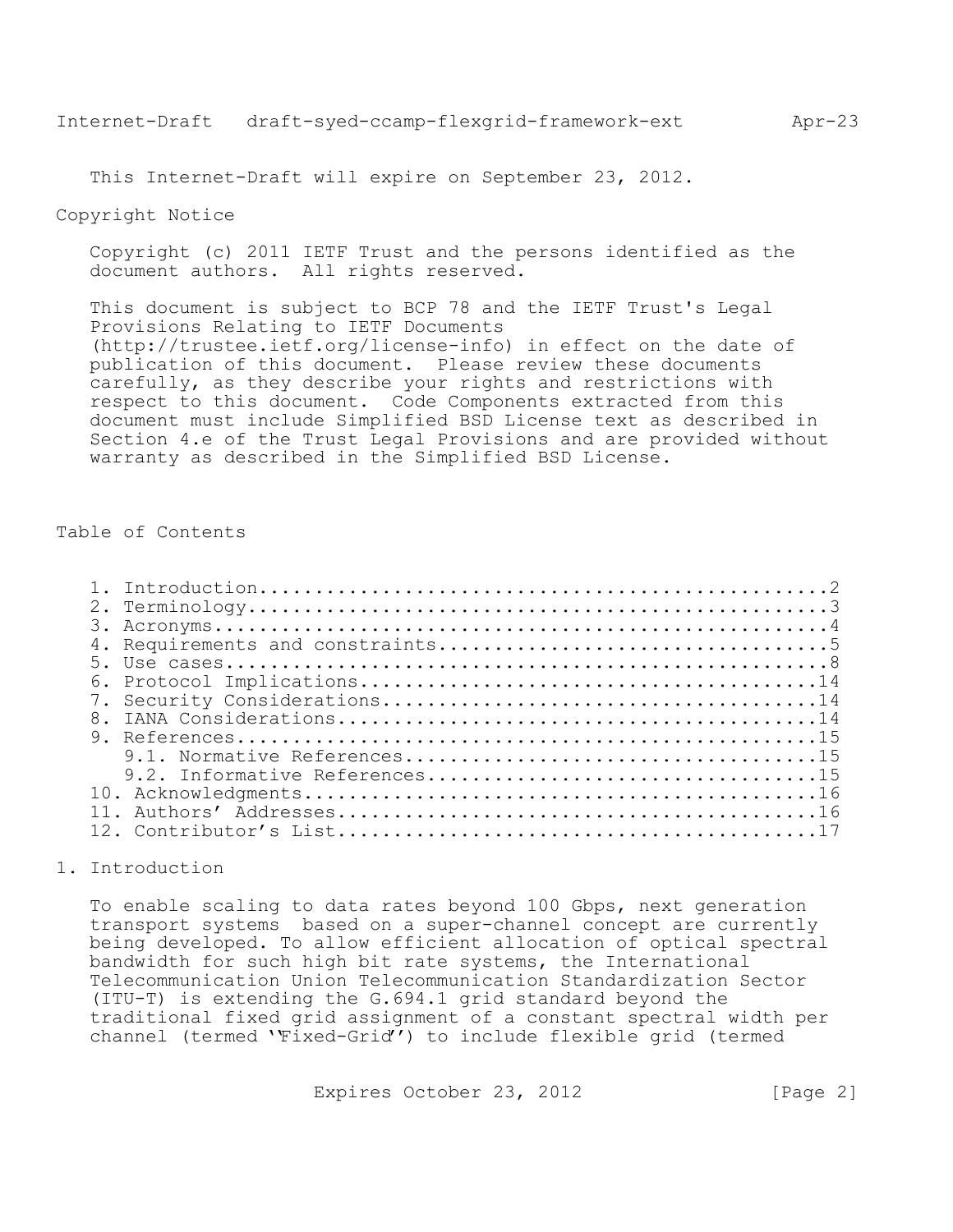This Internet-Draft will expire on September 23, 2012.

Copyright Notice

Copyright (c) 2011 IETF Trust and the persons identified as the document authors. All rights reserved.

This document is subject to BCP 78 and the IETF Trust's Legal Provisions Relating to IETF Documents (http://trustee.ietf.org/license-info) in effect on the date of publication of this document. Please review these documents carefully, as they describe your rights and restrictions with respect to this document. Code Components extracted from this document must include Simplified BSD License text as described in Section 4.e of the Trust Legal Provisions and are provided without warranty as described in the Simplified BSD License.

Table of Contents

1. Introduction....................................................2
2. Terminology.....................................................3
3. Acronyms........................................................4
4. Requirements and constraints....................................5
5. Use cases.......................................................8
6. Protocol Implications..........................................14
7. Security Considerations........................................14
8. IANA Considerations............................................14
9. References.....................................................15
   9.1. Normative References......................................15
   9.2. Informative References....................................15
10. Acknowledgments...............................................16
11. Authors' Addresses............................................16
12. Contributor's List............................................17

# 1. Introduction

To enable scaling to data rates beyond 100 Gbps, next generation transport systems based on a super-channel concept are currently being developed. To allow efficient allocation of optical spectral bandwidth for such high bit rate systems, the International Telecommunication Union Telecommunication Standardization Sector (ITU-T) is extending the G.694.1 grid standard beyond the traditional fixed grid assignment of a constant spectral width per channel (termed ''Fixed-Grid'') to include flexible grid (termed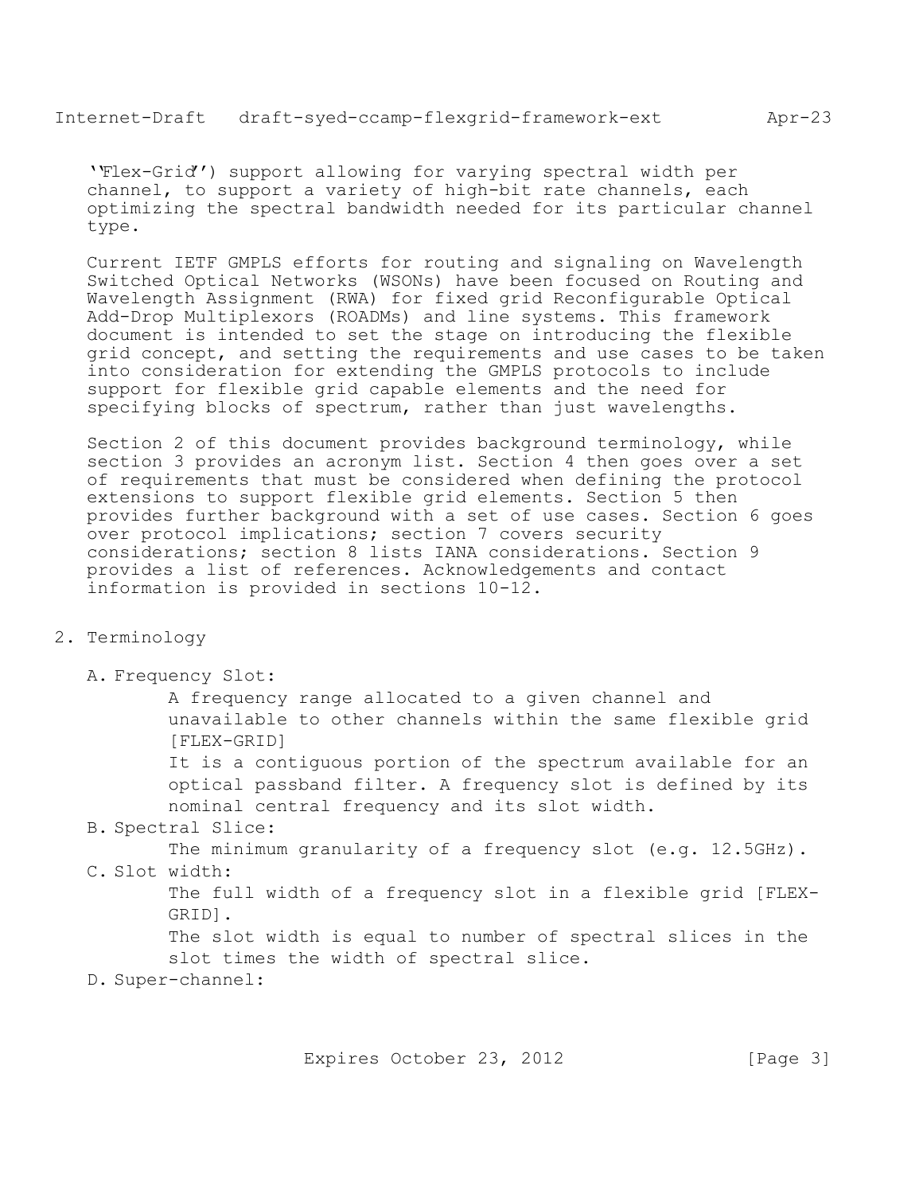''Flex-Grid'') support allowing for varying spectral width per channel, to support a variety of high-bit rate channels, each optimizing the spectral bandwidth needed for its particular channel type.

Current IETF GMPLS efforts for routing and signaling on Wavelength Switched Optical Networks (WSONs) have been focused on Routing and Wavelength Assignment (RWA) for fixed grid Reconfigurable Optical Add-Drop Multiplexors (ROADMs) and line systems. This framework document is intended to set the stage on introducing the flexible grid concept, and setting the requirements and use cases to be taken into consideration for extending the GMPLS protocols to include support for flexible grid capable elements and the need for specifying blocks of spectrum, rather than just wavelengths.

Section 2 of this document provides background terminology, while section 3 provides an acronym list. Section 4 then goes over a set of requirements that must be considered when defining the protocol extensions to support flexible grid elements. Section 5 then provides further background with a set of use cases. Section 6 goes over protocol implications; section 7 covers security considerations; section 8 lists IANA considerations. Section 9 provides a list of references. Acknowledgements and contact information is provided in sections 10-12.

## 2. Terminology

A. Frequency Slot:

A frequency range allocated to a given channel and unavailable to other channels within the same flexible grid [FLEX-GRID]

It is a contiguous portion of the spectrum available for an optical passband filter. A frequency slot is defined by its nominal central frequency and its slot width.

B. Spectral Slice:

The minimum granularity of a frequency slot (e.g. 12.5GHz).

C. Slot width:

The full width of a frequency slot in a flexible grid [FLEX-GRID].

The slot width is equal to number of spectral slices in the slot times the width of spectral slice.

D. Super-channel: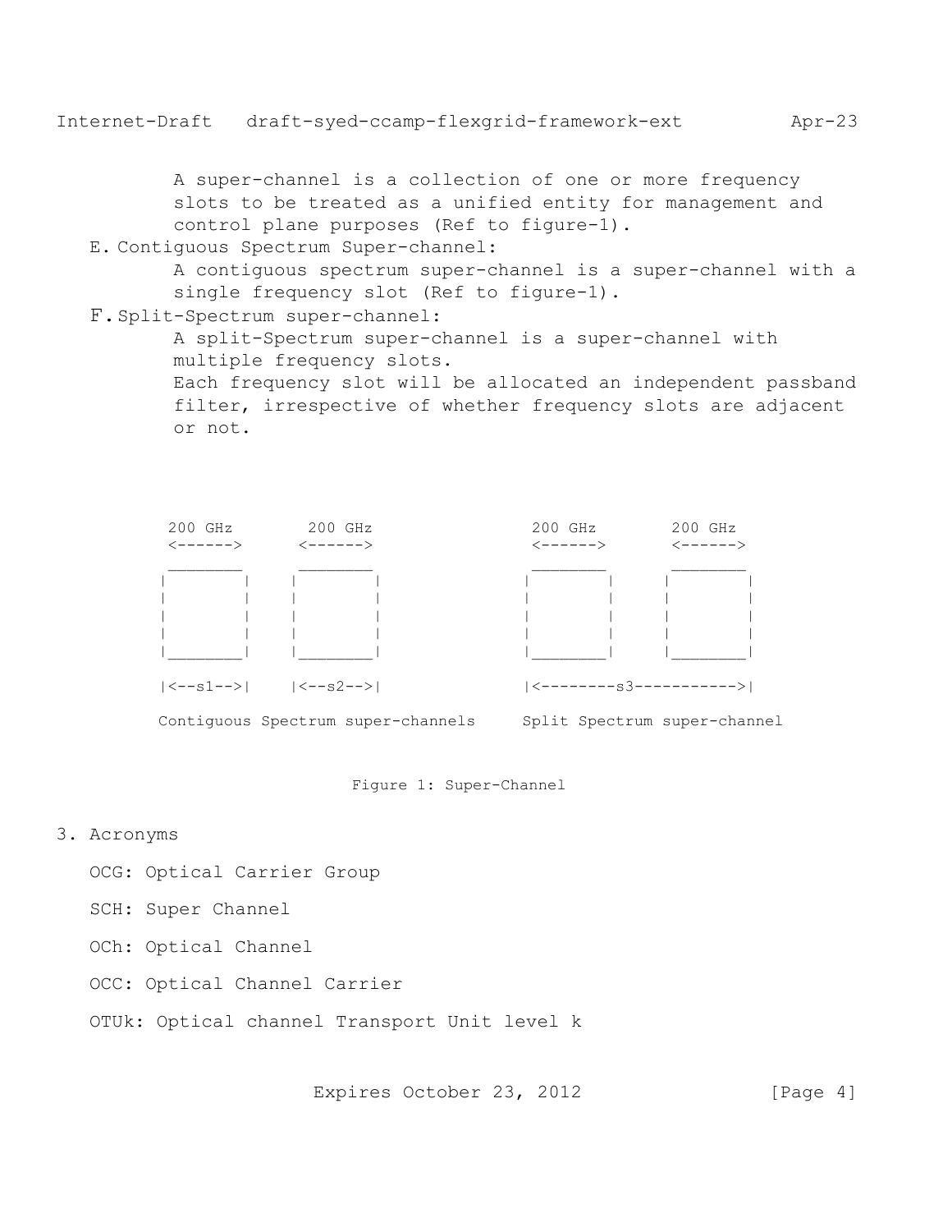A super-channel is a collection of one or more frequency slots to be treated as a unified entity for management and control plane purposes (Ref to figure-1).

E. Contiguous Spectrum Super-channel:

A contiguous spectrum super-channel is a super-channel with a single frequency slot (Ref to figure-1).

F. Split-Spectrum super-channel:

A split-Spectrum super-channel is a super-channel with multiple frequency slots.
Each frequency slot will be allocated an independent passband filter, irrespective of whether frequency slots are adjacent or not.

```
 200 GHz     200 GHz              200 GHz     200 GHz
 <------>    <------>             <------>    <------>
 ________    ________             ________    ________
|        |  |        |           |        |  |        |
|        |  |        |           |        |  |        |
|        |  |        |           |        |  |        |
|        |  |        |           |        |  |        |
|________|  |________|           |________|  |________|

|<--s1-->|  |<--s2-->|           |<--------s3----------->|

Contiguous Spectrum super-channels  Split Spectrum super-channel
```

Figure 1: Super-Channel

## 3. Acronyms

OCG: Optical Carrier Group

SCH: Super Channel

OCh: Optical Channel

OCC: Optical Channel Carrier

OTUk: Optical channel Transport Unit level k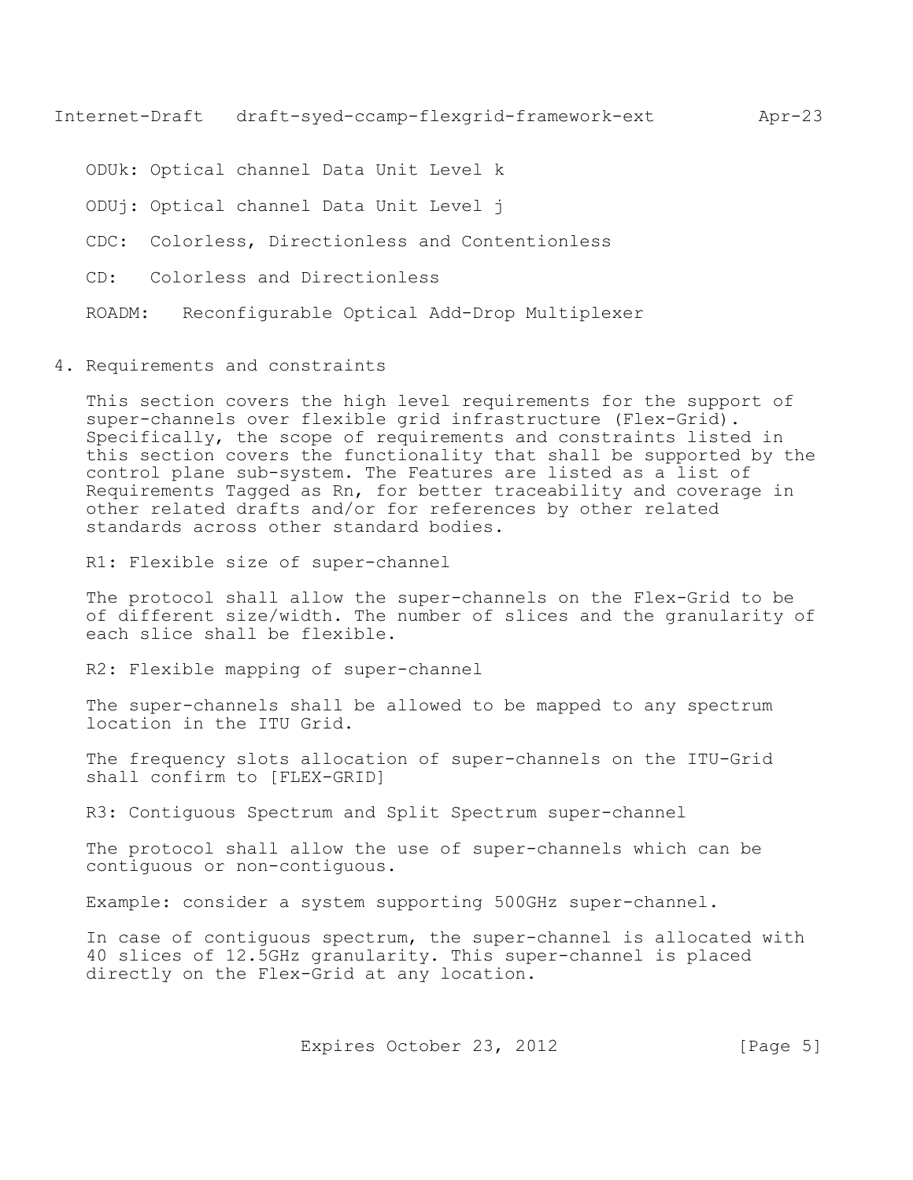ODUk: Optical channel Data Unit Level k

ODUj: Optical channel Data Unit Level j

CDC: Colorless, Directionless and Contentionless

CD: Colorless and Directionless

ROADM: Reconfigurable Optical Add-Drop Multiplexer

## 4. Requirements and constraints

This section covers the high level requirements for the support of super-channels over flexible grid infrastructure (Flex-Grid). Specifically, the scope of requirements and constraints listed in this section covers the functionality that shall be supported by the control plane sub-system. The Features are listed as a list of Requirements Tagged as Rn, for better traceability and coverage in other related drafts and/or for references by other related standards across other standard bodies.

R1: Flexible size of super-channel

The protocol shall allow the super-channels on the Flex-Grid to be of different size/width. The number of slices and the granularity of each slice shall be flexible.

R2: Flexible mapping of super-channel

The super-channels shall be allowed to be mapped to any spectrum location in the ITU Grid.

The frequency slots allocation of super-channels on the ITU-Grid shall confirm to [FLEX-GRID]

R3: Contiguous Spectrum and Split Spectrum super-channel

The protocol shall allow the use of super-channels which can be contiguous or non-contiguous.

Example: consider a system supporting 500GHz super-channel.

In case of contiguous spectrum, the super-channel is allocated with 40 slices of 12.5GHz granularity. This super-channel is placed directly on the Flex-Grid at any location.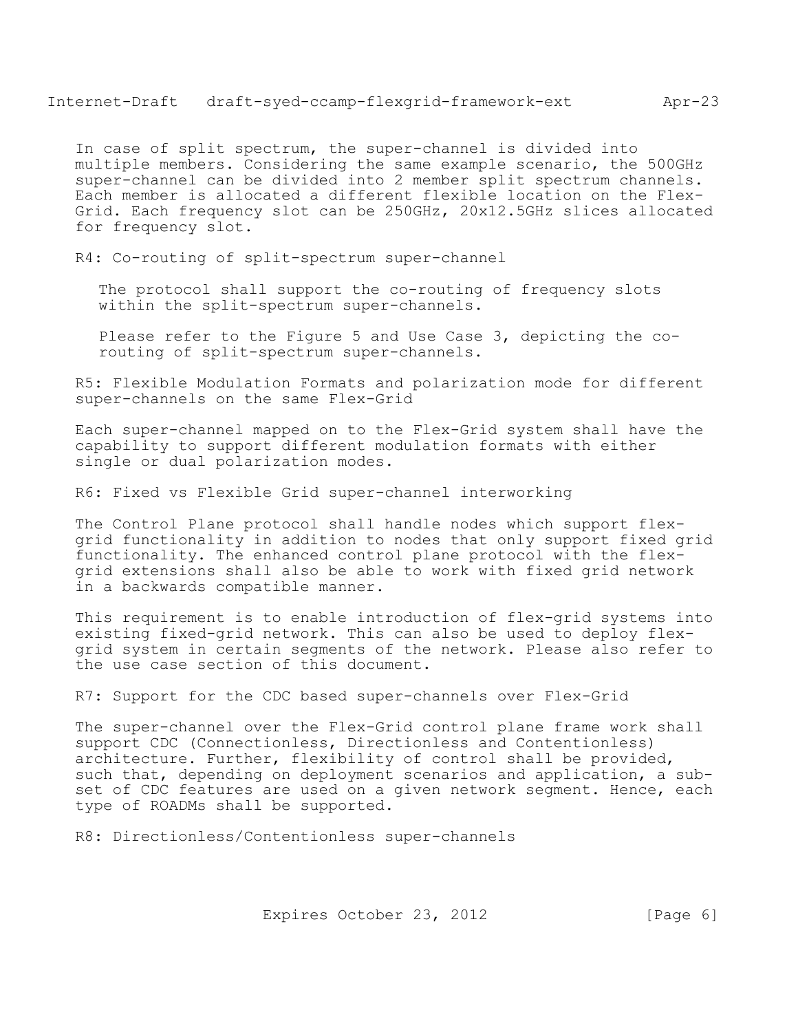In case of split spectrum, the super-channel is divided into multiple members. Considering the same example scenario, the 500GHz super-channel can be divided into 2 member split spectrum channels. Each member is allocated a different flexible location on the Flex-Grid. Each frequency slot can be 250GHz, 20x12.5GHz slices allocated for frequency slot.

R4: Co-routing of split-spectrum super-channel

The protocol shall support the co-routing of frequency slots within the split-spectrum super-channels.

Please refer to the Figure 5 and Use Case 3, depicting the co-routing of split-spectrum super-channels.

R5: Flexible Modulation Formats and polarization mode for different super-channels on the same Flex-Grid

Each super-channel mapped on to the Flex-Grid system shall have the capability to support different modulation formats with either single or dual polarization modes.

R6: Fixed vs Flexible Grid super-channel interworking

The Control Plane protocol shall handle nodes which support flex-grid functionality in addition to nodes that only support fixed grid functionality. The enhanced control plane protocol with the flex-grid extensions shall also be able to work with fixed grid network in a backwards compatible manner.

This requirement is to enable introduction of flex-grid systems into existing fixed-grid network. This can also be used to deploy flex-grid system in certain segments of the network. Please also refer to the use case section of this document.

R7: Support for the CDC based super-channels over Flex-Grid

The super-channel over the Flex-Grid control plane frame work shall support CDC (Connectionless, Directionless and Contentionless) architecture. Further, flexibility of control shall be provided, such that, depending on deployment scenarios and application, a sub-set of CDC features are used on a given network segment. Hence, each type of ROADMs shall be supported.

R8: Directionless/Contentionless super-channels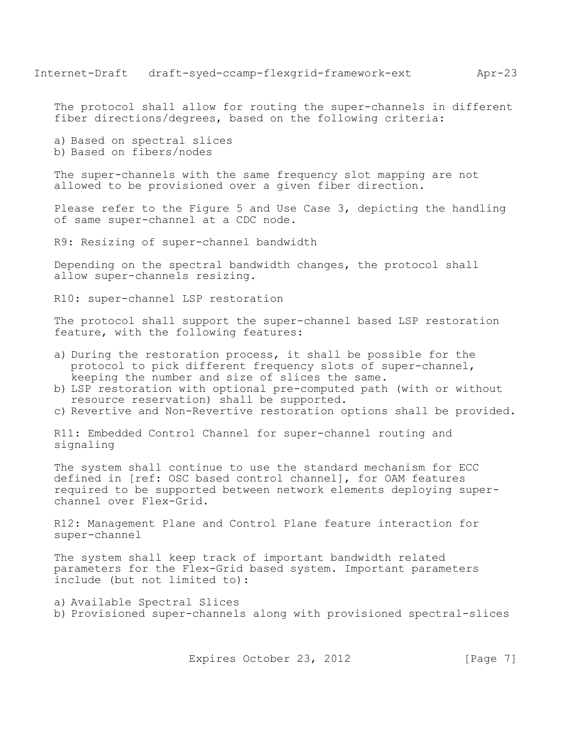The protocol shall allow for routing the super-channels in different fiber directions/degrees, based on the following criteria:

a) Based on spectral slices
b) Based on fibers/nodes

The super-channels with the same frequency slot mapping are not allowed to be provisioned over a given fiber direction.

Please refer to the Figure 5 and Use Case 3, depicting the handling of same super-channel at a CDC node.

R9: Resizing of super-channel bandwidth

Depending on the spectral bandwidth changes, the protocol shall allow super-channels resizing.

R10: super-channel LSP restoration

The protocol shall support the super-channel based LSP restoration feature, with the following features:

a) During the restoration process, it shall be possible for the protocol to pick different frequency slots of super-channel, keeping the number and size of slices the same.
b) LSP restoration with optional pre-computed path (with or without resource reservation) shall be supported.
c) Revertive and Non-Revertive restoration options shall be provided.

R11: Embedded Control Channel for super-channel routing and signaling

The system shall continue to use the standard mechanism for ECC defined in [ref: OSC based control channel], for OAM features required to be supported between network elements deploying super-channel over Flex-Grid.

R12: Management Plane and Control Plane feature interaction for super-channel

The system shall keep track of important bandwidth related parameters for the Flex-Grid based system. Important parameters include (but not limited to):

a) Available Spectral Slices
b) Provisioned super-channels along with provisioned spectral-slices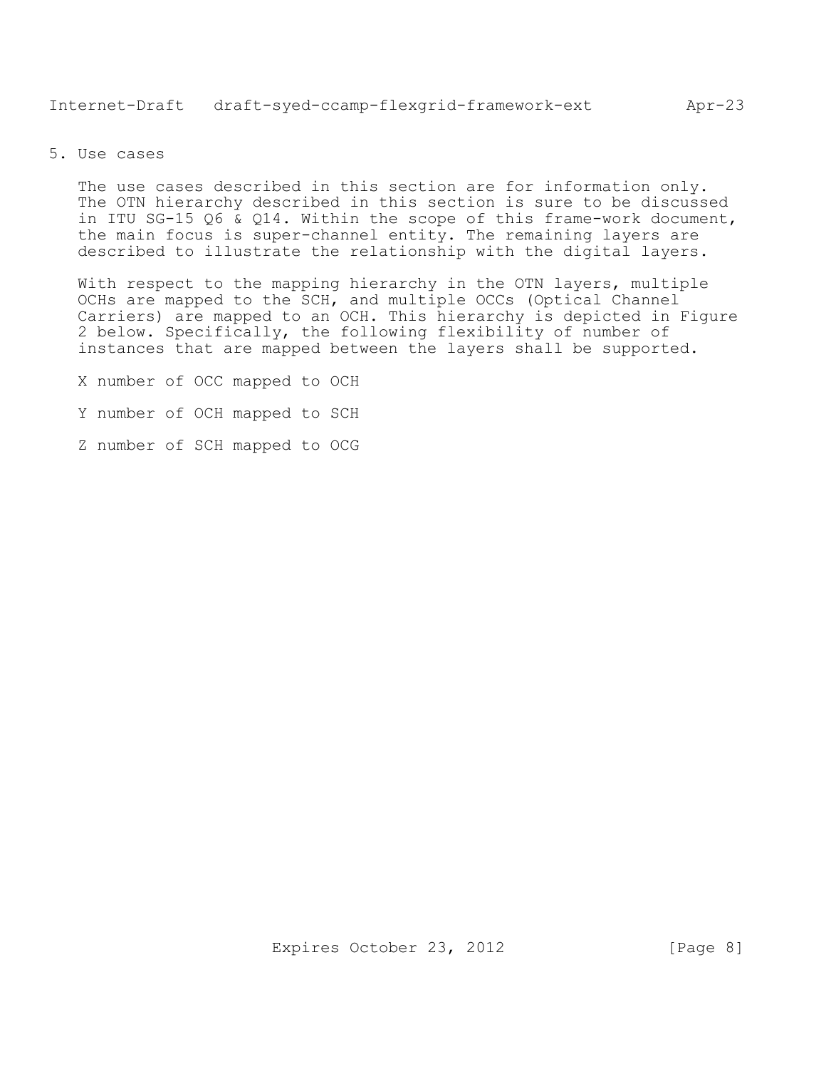## 5. Use cases

The use cases described in this section are for information only. The OTN hierarchy described in this section is sure to be discussed in ITU SG-15 Q6 & Q14. Within the scope of this frame-work document, the main focus is super-channel entity. The remaining layers are described to illustrate the relationship with the digital layers.

With respect to the mapping hierarchy in the OTN layers, multiple OCHs are mapped to the SCH, and multiple OCCs (Optical Channel Carriers) are mapped to an OCH. This hierarchy is depicted in Figure 2 below. Specifically, the following flexibility of number of instances that are mapped between the layers shall be supported.

X number of OCC mapped to OCH

Y number of OCH mapped to SCH

Z number of SCH mapped to OCG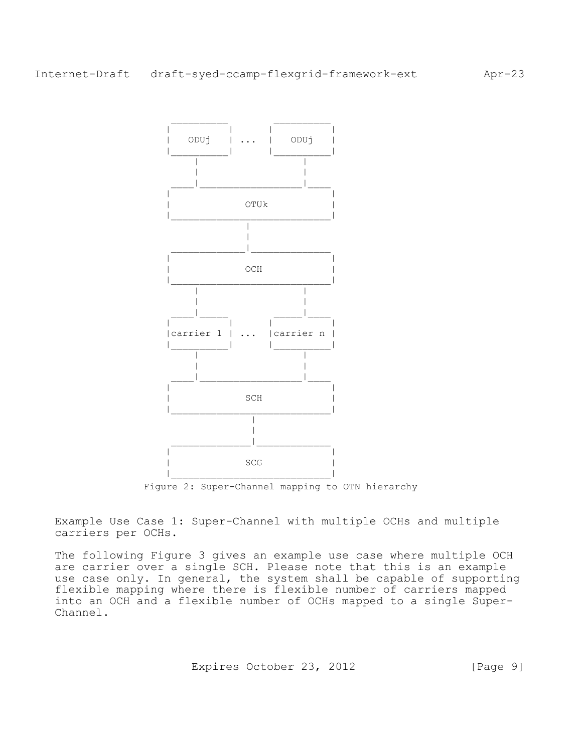```
         _________     _________
        |         |   |         |
        |  ODUj   |...|  ODUj   |
        |_________|   |_________|
            |              |
            |              |
        ____|______________|____
        |                       |
        |         OTUk          |
        |_______________________|
                    |
                    |
        ____________|___________
        |                       |
        |          OCH          |
        |_______________________|
            |              |
            |              |
        ____|____      ____|____
        |         |   |         |
        |carrier 1|...|carrier n|
        |_________|   |_________|
            |              |
            |              |
        ____|______________|____
        |                       |
        |          SCH          |
        |_______________________|
                    |
                    |
        ____________|___________
        |                       |
        |          SCG          |
        |_______________________|
```

Figure 2: Super-Channel mapping to OTN hierarchy

Example Use Case 1: Super-Channel with multiple OCHs and multiple carriers per OCHs.

The following Figure 3 gives an example use case where multiple OCH are carrier over a single SCH. Please note that this is an example use case only. In general, the system shall be capable of supporting flexible mapping where there is flexible number of carriers mapped into an OCH and a flexible number of OCHs mapped to a single Super-Channel.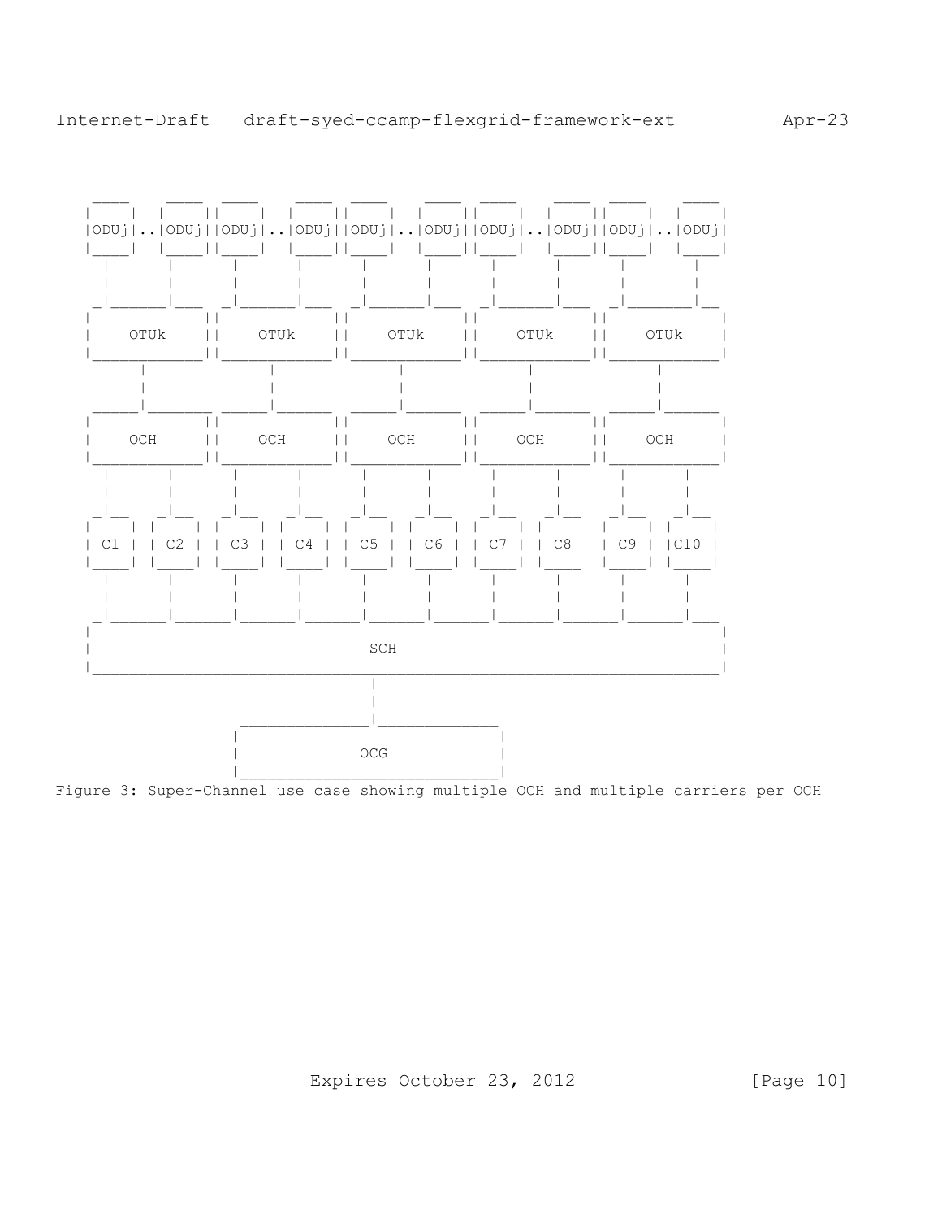```
 ____   ____ ____   ____ ____   ____ ____   ____ ____   ____
|    | |    ||    | |    ||    | |    ||    | |    ||    | |    |
|ODUj|..|ODUj||ODUj|..|ODUj||ODUj|..|ODUj||ODUj|..|ODUj||ODUj|..|ODUj|
|____| |____||____| |____||____| |____||____| |____||____| |____|
  |       |    |       |    |       |    |       |    |       |
  |       |    |       |    |       |    |       |    |       |
 _|_______|___ _|_______|___ _|_______|___ _|_______|___ _|_______|__
|            ||            ||            ||            ||            |
|    OTUk    ||    OTUk    ||    OTUk    ||    OTUk    ||    OTUk    |
|____________||____________||____________||____________||____________|
       |             |             |             |             |
       |             |             |             |             |
  _____|_______ _____|______ _____|______ _____|______ _____|______
|            ||            ||            ||            ||            |
|    OCH     ||    OCH     ||    OCH     ||    OCH     ||    OCH     |
|____________||____________||____________||____________||____________|
  |       |    |       |    |       |    |       |    |       |
  |       |    |       |    |       |    |       |    |       |
 _|__    _|__  _|__   _|__  _|__   _|__  _|__   _|__  _|__   _|__
|    |  |    | |    | |    | |    | |    | |    | |    | |    | |    |
| C1 |  | C2 | | C3 | | C4 | | C5 | | C6 | | C7 | | C8 | | C9 | |C10 |
|____|  |____| |____| |____| |____| |____| |____| |____| |____| |____|
  |       |      |      |      |      |      |      |      |      |
  |       |      |      |      |      |      |      |      |      |
 _|_______|______|______|______|______|______|______|______|______|___
|                                                                     |
|                                 SCH                                 |
|_____________________________________________________________________|
                                  |
                                  |
                  ________________|_____________
                 |                              |
                 |              OCG             |
                 |______________________________|
```

Figure 3: Super-Channel use case showing multiple OCH and multiple carriers per OCH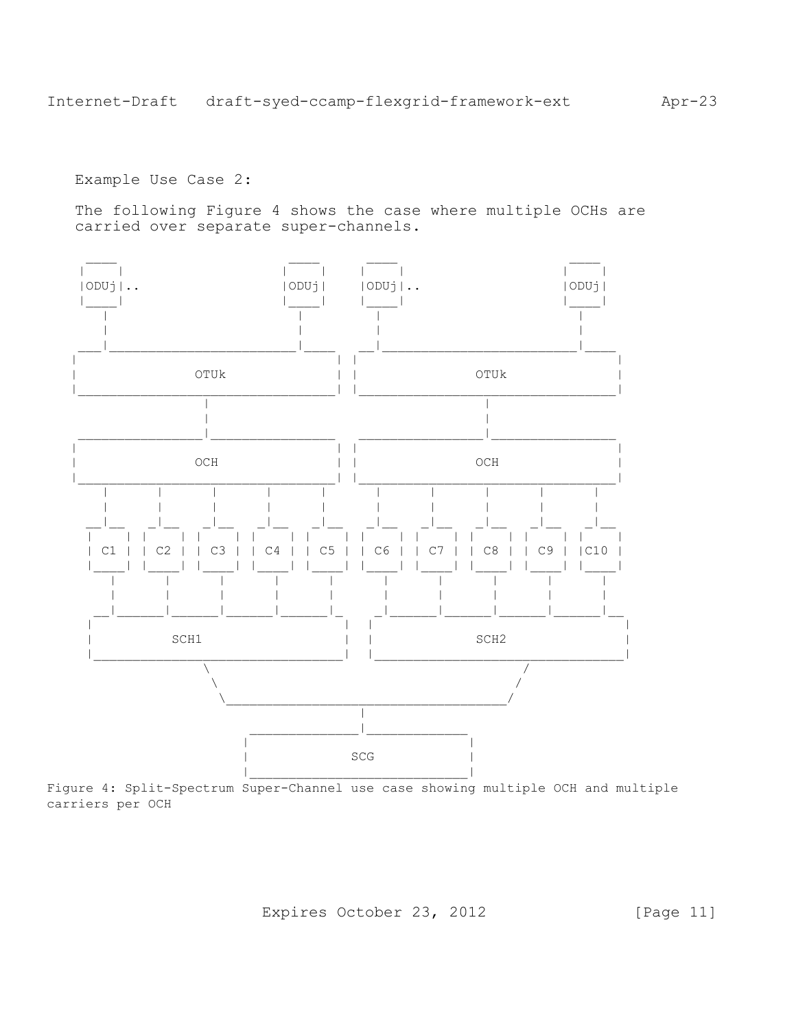Example Use Case 2:

The following Figure 4 shows the case where multiple OCHs are carried over separate super-channels.

```
  ____                                 ____    ____                                 ____
 |    |                               |    |  |    |                               |    |
 |ODUj|..                             |ODUj|  |ODUj|..                             |ODUj|
 |____|                               |____|  |____|                               |____|
    |                                    |       |                                    |
    |                                    |       |                                    |
 ___|____________________________________|____ __|____________________________________|____
|                                             | |                                          |
|                  OTUk                       | |                  OTUk                    |
|_____________________________________________| |__________________________________________|
                        |                                           |
                        |                                           |
 _______________________|_____________________  ____________________|______________________
|                                             | |                                          |
|                  OCH                        | |                  OCH                     |
|_____________________________________________| |__________________________________________|
     |         |         |         |         |      |         |         |         |         |
     |         |         |         |         |      |         |         |         |         |
   __|__     __|__     __|__     __|__     __|__  __|__     __|__     __|__     __|__     __|__
  |     |   |     |   |     |   |     |   |     ||     |   |     |   |     |   |     |   |     |
  | C1  |   | C2  |   | C3  |   | C4  |   | C5  || C6  |   | C7  |   | C8  |   | C9  |   |C10  |
  |_____|   |_____|   |_____|   |_____|   |_____||_____|   |_____|   |_____|   |_____|   |_____|
     |         |         |         |         |      |         |         |         |         |
     |         |         |         |         |      |         |         |         |         |
  ___|_________|_________|_________|_________|_   __|_________|_________|_________|_________|__
 |                                              | |                                            |
 |              SCH1                            | |              SCH2                          |
 |______________________________________________| |____________________________________________|
                         \                                              /
                          \                                            /
                           \__________________________________________/
                                               |
                             __________________|__________________
                            |                                     |
                            |                SCG                  |
                            |_____________________________________|
```

Figure 4: Split-Spectrum Super-Channel use case showing multiple OCH and multiple carriers per OCH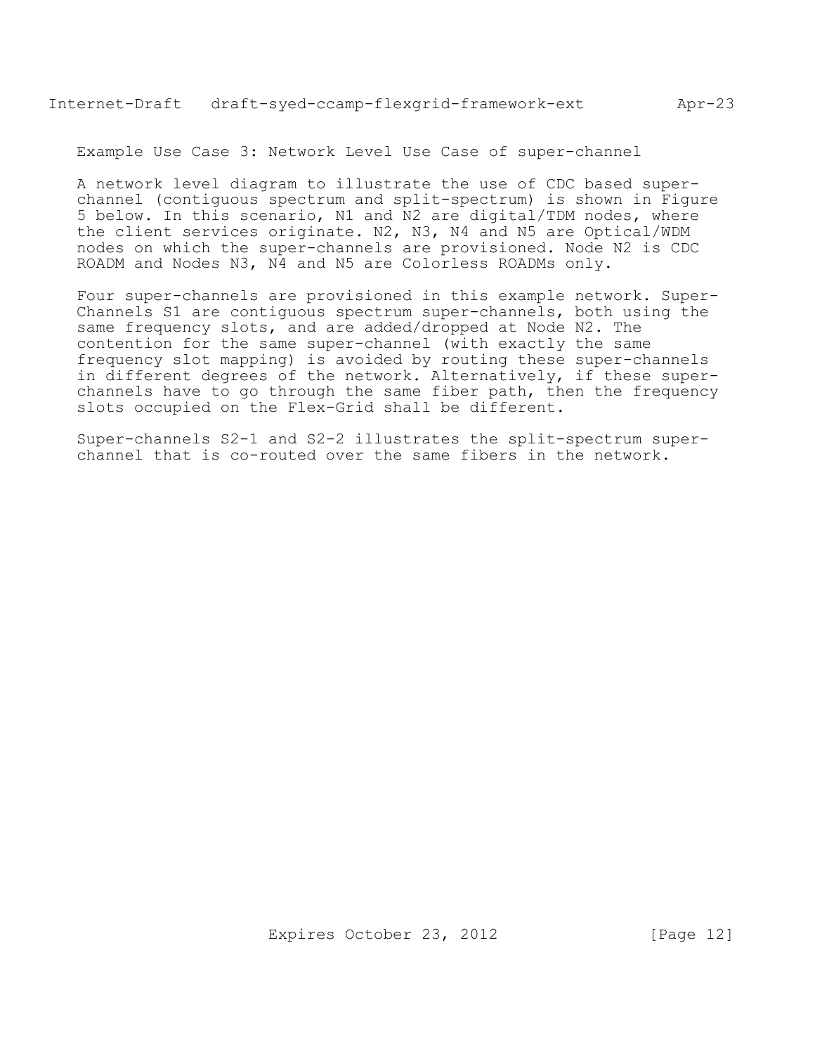Example Use Case 3: Network Level Use Case of super-channel

A network level diagram to illustrate the use of CDC based super-channel (contiguous spectrum and split-spectrum) is shown in Figure 5 below. In this scenario, N1 and N2 are digital/TDM nodes, where the client services originate. N2, N3, N4 and N5 are Optical/WDM nodes on which the super-channels are provisioned. Node N2 is CDC ROADM and Nodes N3, N4 and N5 are Colorless ROADMs only.

Four super-channels are provisioned in this example network. Super-Channels S1 are contiguous spectrum super-channels, both using the same frequency slots, and are added/dropped at Node N2. The contention for the same super-channel (with exactly the same frequency slot mapping) is avoided by routing these super-channels in different degrees of the network. Alternatively, if these super-channels have to go through the same fiber path, then the frequency slots occupied on the Flex-Grid shall be different.

Super-channels S2-1 and S2-2 illustrates the split-spectrum super-channel that is co-routed over the same fibers in the network.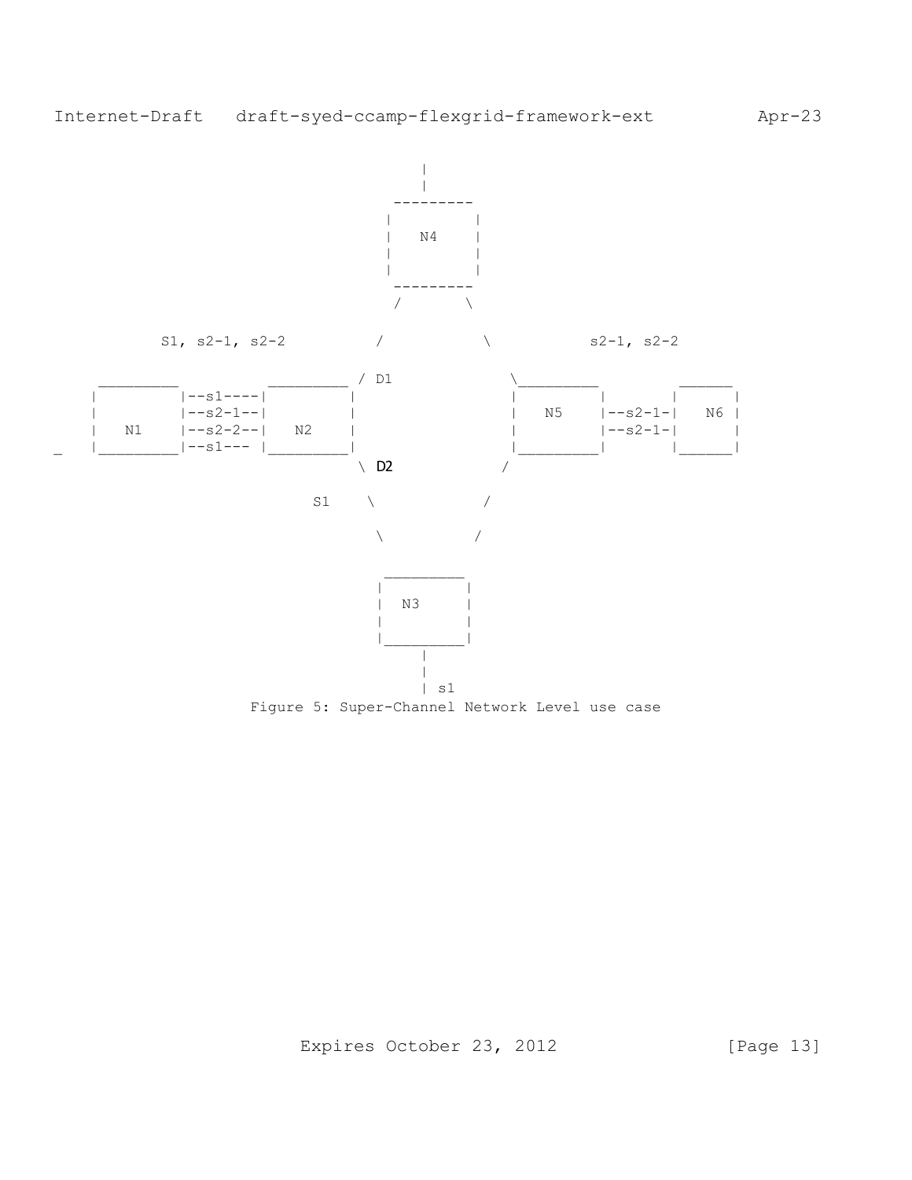```
                                  |
                                  |
                              ---------
                             |         |
                             |   N4    |
                             |         |
                             |         |
                              ---------
                              /       \

      S1, s2-1, s2-2         /           \           s2-1, s2-2

  _________          _________ / D1            \_________         ______
 |         |--s1----|         |                |         |       |      |
 |         |--s2-1--|         |                |   N5    |--s2-1-|  N6  |
 |   N1    |--s2-2--|   N2    |                |         |--s2-1-|      |
_|_________|--s1--- |_________|                |_________|       |______|
                               \ D2            /

                    S1    \             /

                           \           /

                            _________
                           |         |
                           |  N3     |
                           |         |
                           |_________|
                                |
                                |
                                | s1
```

Figure 5: Super-Channel Network Level use case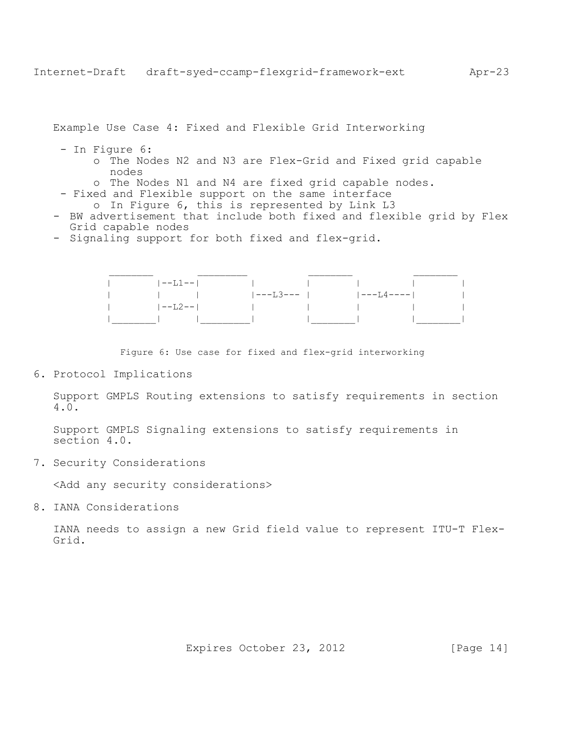Example Use Case 4: Fixed and Flexible Grid Interworking

- In Figure 6:
    - The Nodes N2 and N3 are Flex-Grid and Fixed grid capable nodes
    - The Nodes N1 and N4 are fixed grid capable nodes.
- Fixed and Flexible support on the same interface
    - In Figure 6, this is represented by Link L3
- BW advertisement that include both fixed and flexible grid by Flex Grid capable nodes
- Signaling support for both fixed and flex-grid.

```
 _______       ________         _______         _______
|       |--L1--|        |       |       |       |       |
|       |      |        |---L3--- |     |---L4----|     |
|       |--L2--|        |       |       |       |       |
|_______|      |________|       |_______|       |_______|
```

Figure 6: Use case for fixed and flex-grid interworking

## 6. Protocol Implications

Support GMPLS Routing extensions to satisfy requirements in section 4.0.

Support GMPLS Signaling extensions to satisfy requirements in section 4.0.

## 7. Security Considerations

<Add any security considerations>

## 8. IANA Considerations

IANA needs to assign a new Grid field value to represent ITU-T Flex-Grid.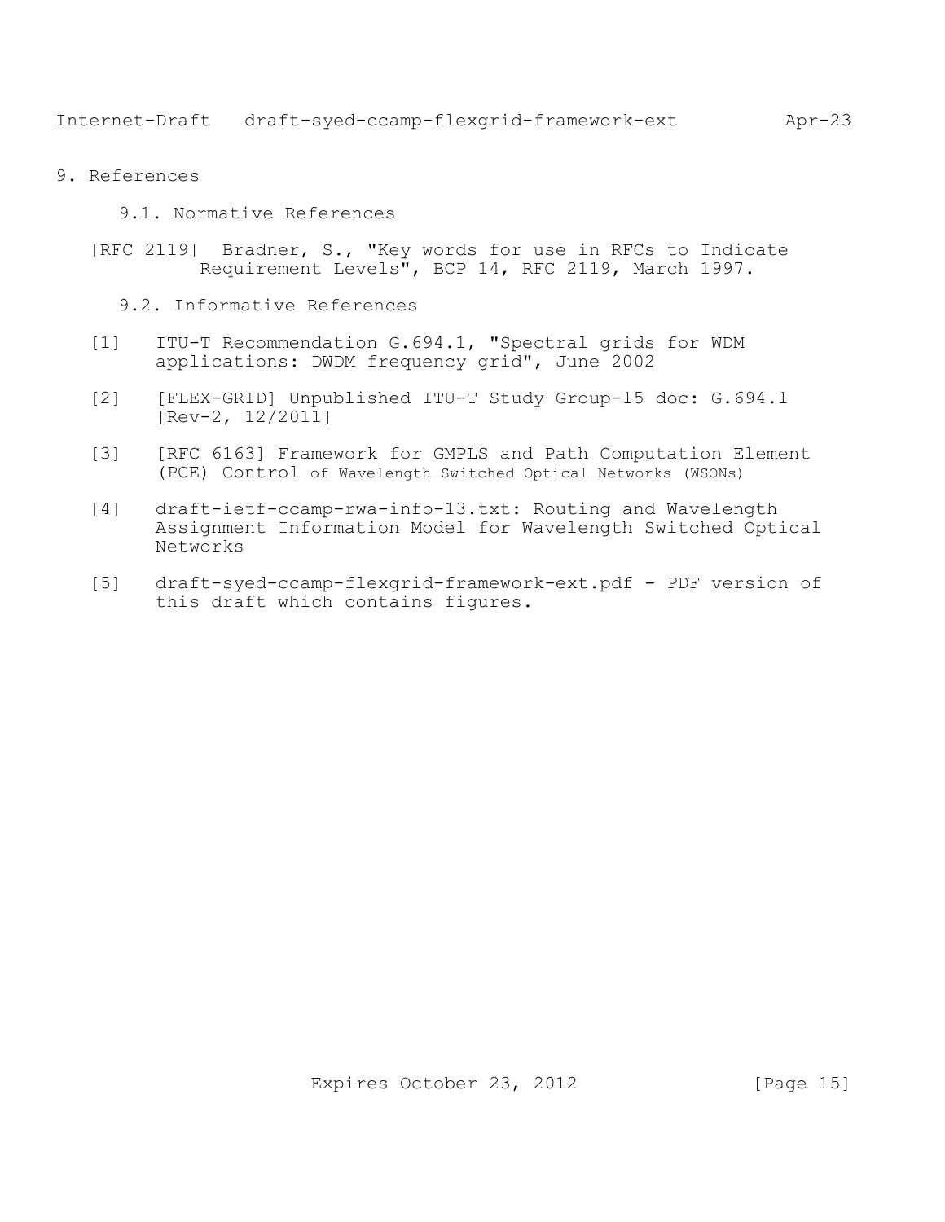# 9. References

## 9.1. Normative References

[RFC 2119] Bradner, S., "Key words for use in RFCs to Indicate Requirement Levels", BCP 14, RFC 2119, March 1997.

## 9.2. Informative References

[1] ITU-T Recommendation G.694.1, "Spectral grids for WDM applications: DWDM frequency grid", June 2002

[2] [FLEX-GRID] Unpublished ITU-T Study Group-15 doc: G.694.1 [Rev-2, 12/2011]

[3] [RFC 6163] Framework for GMPLS and Path Computation Element (PCE) Control of Wavelength Switched Optical Networks (WSONs)

[4] draft-ietf-ccamp-rwa-info-13.txt: Routing and Wavelength Assignment Information Model for Wavelength Switched Optical Networks

[5] draft-syed-ccamp-flexgrid-framework-ext.pdf - PDF version of this draft which contains figures.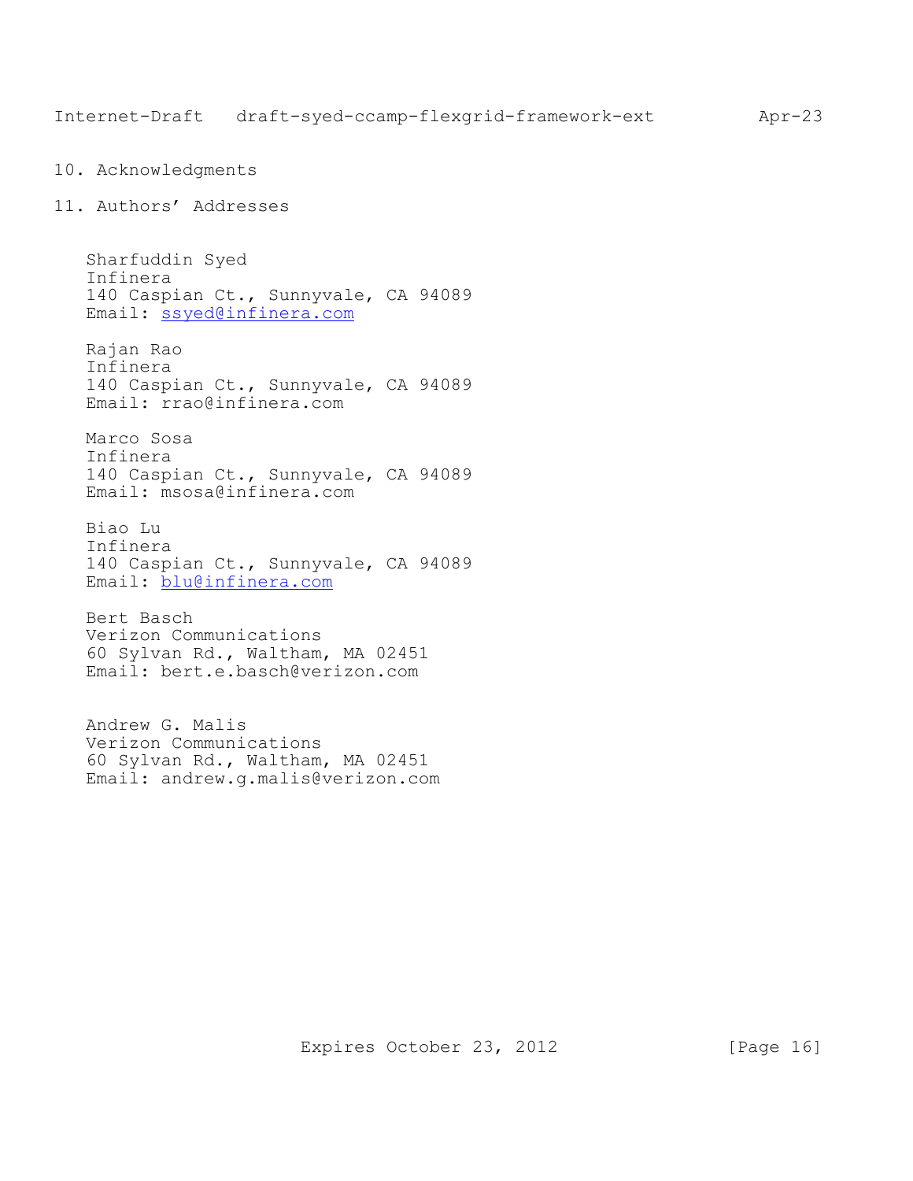## 10. Acknowledgments

## 11. Authors' Addresses

Sharfuddin Syed
Infinera
140 Caspian Ct., Sunnyvale, CA 94089
Email: ssyed@infinera.com

Rajan Rao
Infinera
140 Caspian Ct., Sunnyvale, CA 94089
Email: rrao@infinera.com

Marco Sosa
Infinera
140 Caspian Ct., Sunnyvale, CA 94089
Email: msosa@infinera.com

Biao Lu
Infinera
140 Caspian Ct., Sunnyvale, CA 94089
Email: blu@infinera.com

Bert Basch
Verizon Communications
60 Sylvan Rd., Waltham, MA 02451
Email: bert.e.basch@verizon.com

Andrew G. Malis
Verizon Communications
60 Sylvan Rd., Waltham, MA 02451
Email: andrew.g.malis@verizon.com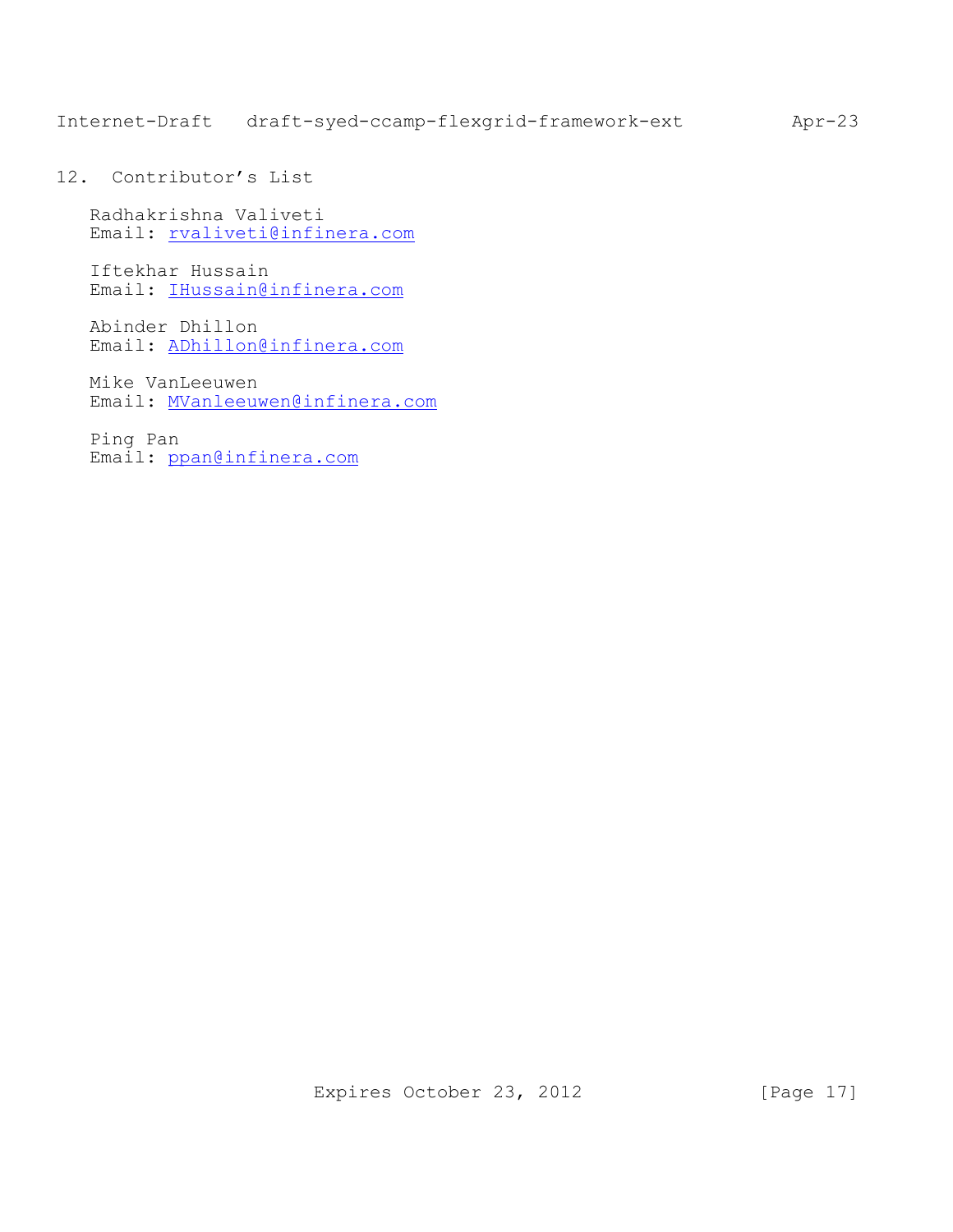## 12. Contributor's List

Radhakrishna Valiveti
Email: rvaliveti@infinera.com

Iftekhar Hussain
Email: IHussain@infinera.com

Abinder Dhillon
Email: ADhillon@infinera.com

Mike VanLeeuwen
Email: MVanleeuwen@infinera.com

Ping Pan
Email: ppan@infinera.com